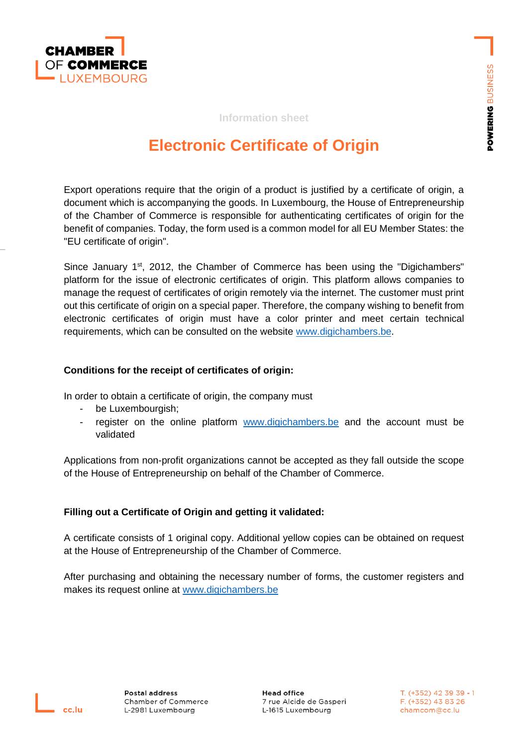Information sheet

# Electronic Certificate of Origin

Export operations require that the origin of a product is justified by a certificate of origin, a document which is accompanying the goods. In Luxembourg, the House of Entrepreneurship of the Chamber of Commerce is responsible for authenticating certificates of origin for the benefit of companies. Today, the form used is a common model for all EU Member States: the "EU certificate of origin".

Since January 1st, 2012, the Chamber of Commerce has been using the "Digichambers" platform for the issue of electronic certificates of origin. This platform allows companies to manage the request of certificates of origin remotely via the internet. The customer must print out this certificate of origin on a special paper. Therefore, the company wishing to benefit from electronic certificates of origin must have a color printer and meet certain technical requirements, which can be consulted on the website [www.digichambers.be](http://www.digichambers.be).

**Conditions for the receipt of certificates of origin:**

In order to obtain a certificate of origin, the company must

- be Luxembourgish;
- register on the online platform [www.digichambers.be](http://www.digichambers.be) and the account must be validated

Applications from non-profit organizations cannot be accepted as they fall outside the scope of the House of Entrepreneurship on behalf of the Chamber of Commerce.

**Filling out a Certificate of Origin and getting it validated:**

A certificate consists of 1 original copy. Additional yellow copies can be obtained on request at the House of Entrepreneurship of the Chamber of Commerce.

After purchasing and obtaining the necessary number of forms, the customer registers and makes its request online at [www.digichambers.be](http://www.digichambers.be)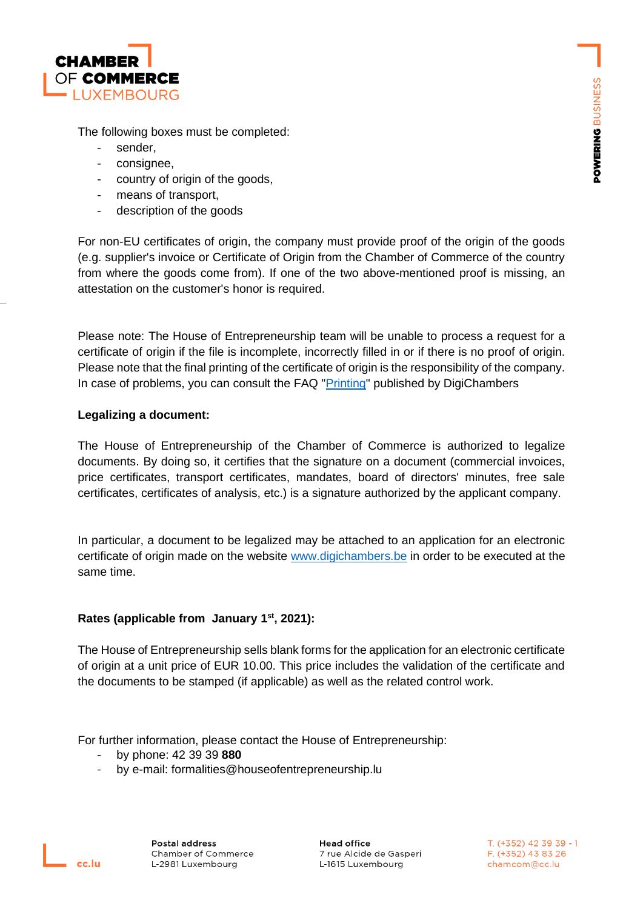The following boxes must be completed:

- sender,
- consignee,
- country of origin of the goods,
- means of transport,
- description of the goods

For non-EU certificates of origin, the company must provide proof of the origin of the goods (e.g. supplier's invoice or Certificate of Origin from the Chamber of Commerce of the country from where the goods come from). If one of the two above-mentioned proof is missing, an attestation on the customer's honor is required.

Please note: The House of Entrepreneurship team will be unable to process a request for a certificate of origin if the file is incomplete, incorrectly filled in or if there is no proof of origin. Please note that the final printing of the certificate of origin is the responsibility of the company. In case of problems, you can consult the FAQ "Printing" published by DigiChambers

**Legalizing a document:**

The House of Entrepreneurship of the Chamber of Commerce is authorized to legalize documents. By doing so, it certifies that the signature on a document (commercial invoices, price certificates, transport certificates, mandates, board of directors' minutes, free sale certificates, certificates of analysis, etc.) is a signature authorized by the applicant company.

In particular, a document to be legalized may be attached to an application for an electronic certificate of origin made on the website www.digichambers.be in order to be executed at the same time.

**Rates (applicable from January 1st, 2021):**

The House of Entrepreneurship sells blank forms for the application for an electronic certificate of origin at a unit price of EUR 10.00. This price includes the validation of the certificate and the documents to be stamped (if applicable) as well as the related control work.

For further information, please contact the House of Entrepreneurship:

- by phone: 42 39 39 **880**
- by e-mail: formalities@houseofentrepreneurship.lu